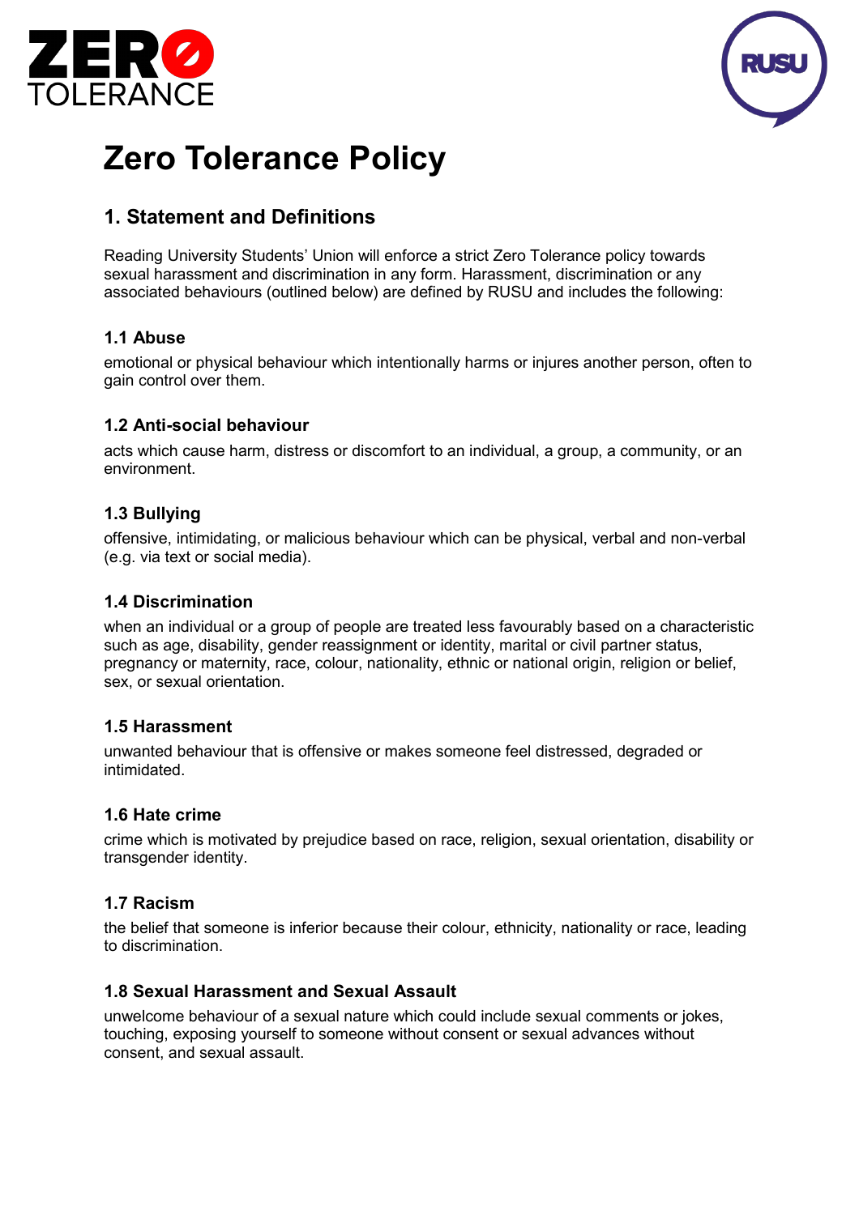# Zero Tolerance Policy

## 1. Statement and Definitions

Reading University Students' Union will enforce a strict Zero Tolerance policy towards sexual harassment and discrimination in any form. Harassment, discrimination or any associated behaviours (outlined below) are defined by RUSU and includes the following:

### 1.1 Abuse

emotional or physical behaviour which intentionally harms or injures another person, often to gain control over them.

### 1.2 Anti-social behaviour

acts which cause harm, distress or discomfort to an individual, a group, a community, or an environment.

### 1.3 Bullying

offensive, intimidating, or malicious behaviour which can be physical, verbal and non-verbal (e.g. via text or social media).

### 1.4 Discrimination

when an individual or a group of people are treated less favourably based on a characteristic such as age, disability, gender reassignment or identity, marital or civil partner status, pregnancy or maternity, race, colour, nationality, ethnic or national origin, religion or belief, sex, or sexual orientation.

### 1.5 Harassment

unwanted behaviour that is offensive or makes someone feel distressed, degraded or intimidated.

### 1.6 Hate crime

crime which is motivated by prejudice based on race, religion, sexual orientation, disability or transgender identity.

### 1.7 Racism

the belief that someone is inferior because their colour, ethnicity, nationality or race, leading to discrimination.

### 1.8 Sexual Harassment and Sexual Assault

unwelcome behaviour of a sexual nature which could include sexual comments or jokes, touching, exposing yourself to someone without consent or sexual advances without consent, and sexual assault.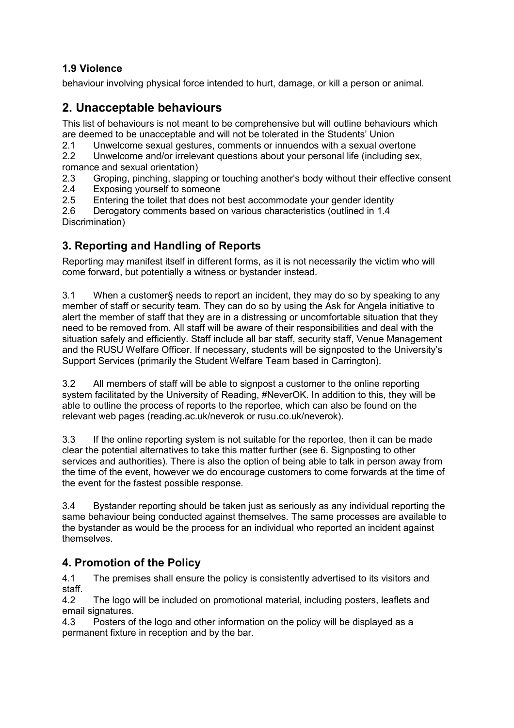### 1.9 Violence

behaviour involving physical force intended to hurt, damage, or kill a person or animal.

## 2. Unacceptable behaviours

This list of behaviours is not meant to be comprehensive but will outline behaviours which are deemed to be unacceptable and will not be tolerated in the Students' Union

2.1 Unwelcome sexual gestures, comments or innuendos with a sexual overtone

2.2 Unwelcome and/or irrelevant questions about your personal life (including sex, romance and sexual orientation)

2.3 Groping, pinching, slapping or touching another's body without their effective consent

2.4 Exposing yourself to someone

2.5 Entering the toilet that does not best accommodate your gender identity

2.6 Derogatory comments based on various characteristics (outlined in 1.4 Discrimination)

## 3. Reporting and Handling of Reports

Reporting may manifest itself in different forms, as it is not necessarily the victim who will come forward, but potentially a witness or bystander instead.

3.1 When a customer§ needs to report an incident, they may do so by speaking to any member of staff or security team. They can do so by using the Ask for Angela initiative to alert the member of staff that they are in a distressing or uncomfortable situation that they need to be removed from. All staff will be aware of their responsibilities and deal with the situation safely and efficiently. Staff include all bar staff, security staff, Venue Management and the RUSU Welfare Officer. If necessary, students will be signposted to the University's Support Services (primarily the Student Welfare Team based in Carrington).

3.2 All members of staff will be able to signpost a customer to the online reporting system facilitated by the University of Reading, #NeverOK. In addition to this, they will be able to outline the process of reports to the reportee, which can also be found on the relevant web pages (reading.ac.uk/neverok or rusu.co.uk/neverok).

3.3 If the online reporting system is not suitable for the reportee, then it can be made clear the potential alternatives to take this matter further (see 6. Signposting to other services and authorities). There is also the option of being able to talk in person away from the time of the event, however we do encourage customers to come forwards at the time of the event for the fastest possible response.

3.4 Bystander reporting should be taken just as seriously as any individual reporting the same behaviour being conducted against themselves. The same processes are available to the bystander as would be the process for an individual who reported an incident against themselves.

## 4. Promotion of the Policy

4.1 The premises shall ensure the policy is consistently advertised to its visitors and staff.

4.2 The logo will be included on promotional material, including posters, leaflets and email signatures.

4.3 Posters of the logo and other information on the policy will be displayed as a permanent fixture in reception and by the bar.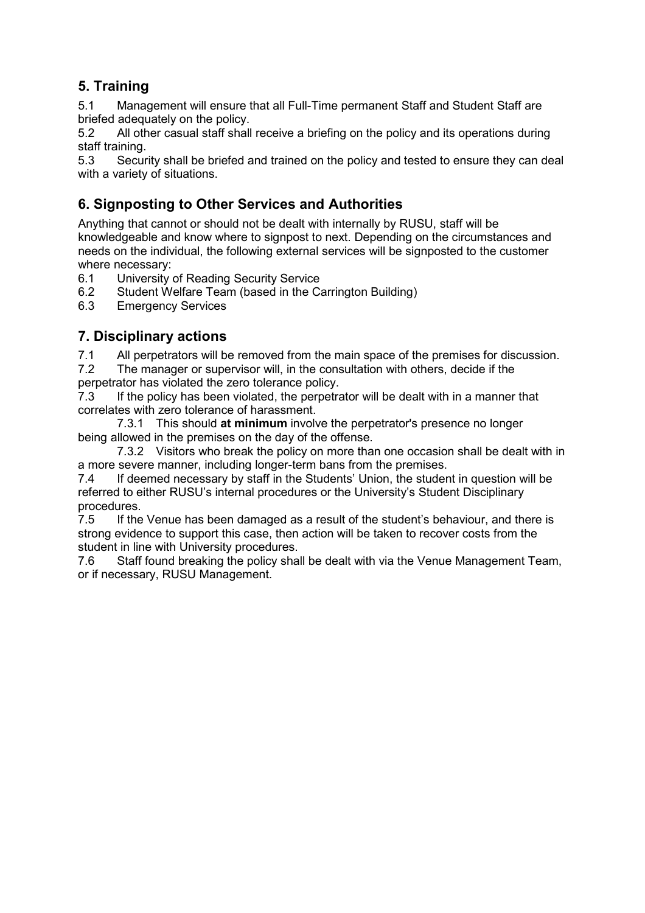## 5. Training

5.1 Management will ensure that all Full-Time permanent Staff and Student Staff are briefed adequately on the policy.

5.2 All other casual staff shall receive a briefing on the policy and its operations during staff training.

5.3 Security shall be briefed and trained on the policy and tested to ensure they can deal with a variety of situations.

## 6. Signposting to Other Services and Authorities

Anything that cannot or should not be dealt with internally by RUSU, staff will be knowledgeable and know where to signpost to next. Depending on the circumstances and needs on the individual, the following external services will be signposted to the customer where necessary:

6.1 University of Reading Security Service

6.2 Student Welfare Team (based in the Carrington Building)

6.3 Emergency Services

## 7. Disciplinary actions

7.1 All perpetrators will be removed from the main space of the premises for discussion.

7.2 The manager or supervisor will, in the consultation with others, decide if the perpetrator has violated the zero tolerance policy.

7.3 If the policy has been violated, the perpetrator will be dealt with in a manner that correlates with zero tolerance of harassment.

7.3.1 This should **at minimum** involve the perpetrator's presence no longer being allowed in the premises on the day of the offense.

7.3.2 Visitors who break the policy on more than one occasion shall be dealt with in a more severe manner, including longer-term bans from the premises.

7.4 If deemed necessary by staff in the Students' Union, the student in question will be referred to either RUSU's internal procedures or the University's Student Disciplinary procedures.

7.5 If the Venue has been damaged as a result of the student's behaviour, and there is strong evidence to support this case, then action will be taken to recover costs from the student in line with University procedures.

7.6 Staff found breaking the policy shall be dealt with via the Venue Management Team, or if necessary, RUSU Management.